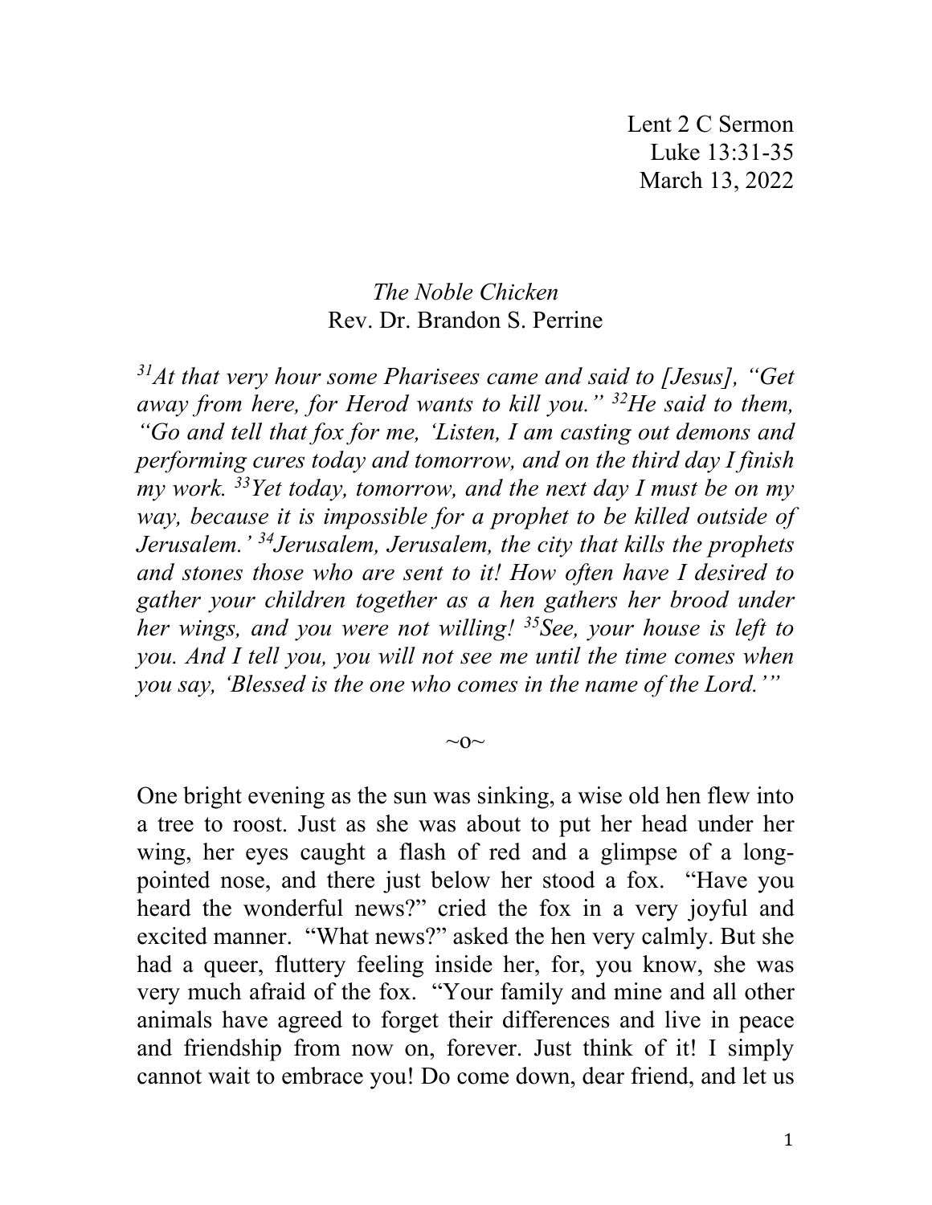Lent 2 C Sermon
Luke 13:31-35
March 13, 2022

*The Noble Chicken*
Rev. Dr. Brandon S. Perrine

*[31]At that very hour some Pharisees came and said to [Jesus], "Get away from here, for Herod wants to kill you." [32]He said to them, "Go and tell that fox for me, 'Listen, I am casting out demons and performing cures today and tomorrow, and on the third day I finish my work. [33]Yet today, tomorrow, and the next day I must be on my way, because it is impossible for a prophet to be killed outside of Jerusalem.' [34]Jerusalem, Jerusalem, the city that kills the prophets and stones those who are sent to it! How often have I desired to gather your children together as a hen gathers her brood under her wings, and you were not willing! [35]See, your house is left to you. And I tell you, you will not see me until the time comes when you say, 'Blessed is the one who comes in the name of the Lord.'"*

~o~

One bright evening as the sun was sinking, a wise old hen flew into a tree to roost. Just as she was about to put her head under her wing, her eyes caught a flash of red and a glimpse of a long-pointed nose, and there just below her stood a fox. "Have you heard the wonderful news?" cried the fox in a very joyful and excited manner. "What news?" asked the hen very calmly. But she had a queer, fluttery feeling inside her, for, you know, she was very much afraid of the fox. "Your family and mine and all other animals have agreed to forget their differences and live in peace and friendship from now on, forever. Just think of it! I simply cannot wait to embrace you! Do come down, dear friend, and let us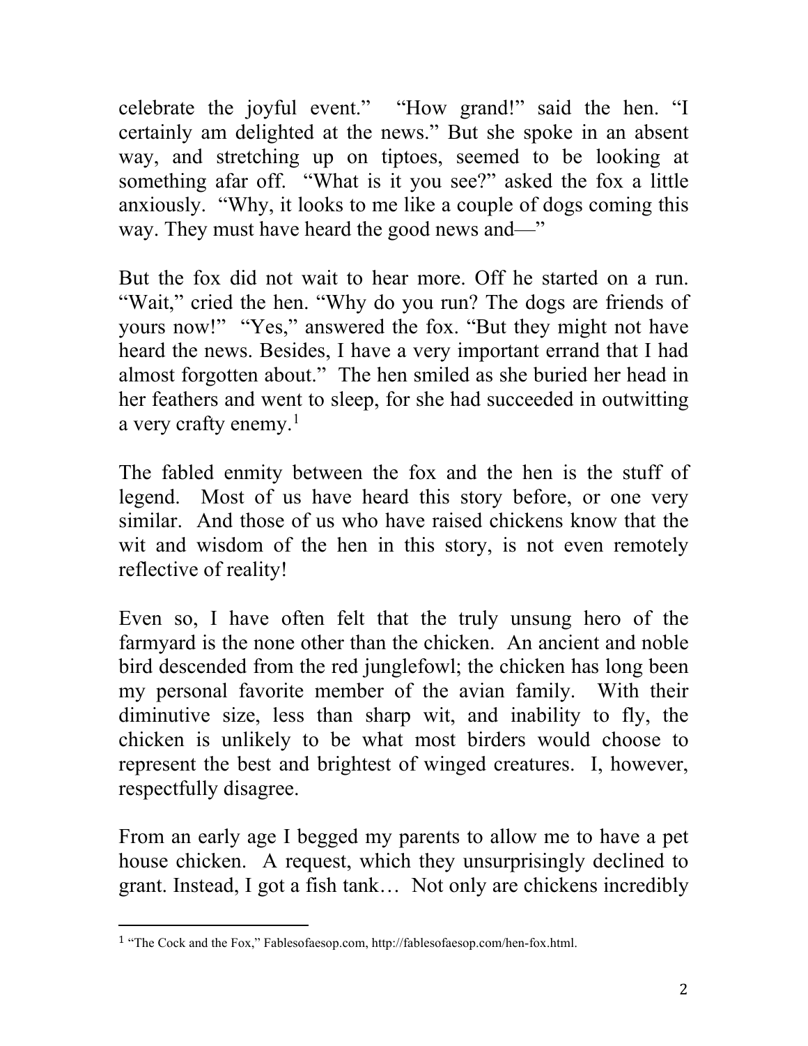celebrate the joyful event." "How grand!" said the hen. "I certainly am delighted at the news." But she spoke in an absent way, and stretching up on tiptoes, seemed to be looking at something afar off. "What is it you see?" asked the fox a little anxiously. "Why, it looks to me like a couple of dogs coming this way. They must have heard the good news and—"

But the fox did not wait to hear more. Off he started on a run. "Wait," cried the hen. "Why do you run? The dogs are friends of yours now!" "Yes," answered the fox. "But they might not have heard the news. Besides, I have a very important errand that I had almost forgotten about." The hen smiled as she buried her head in her feathers and went to sleep, for she had succeeded in outwitting a very crafty enemy.[1]

The fabled enmity between the fox and the hen is the stuff of legend. Most of us have heard this story before, or one very similar. And those of us who have raised chickens know that the wit and wisdom of the hen in this story, is not even remotely reflective of reality!

Even so, I have often felt that the truly unsung hero of the farmyard is the none other than the chicken. An ancient and noble bird descended from the red junglefowl; the chicken has long been my personal favorite member of the avian family. With their diminutive size, less than sharp wit, and inability to fly, the chicken is unlikely to be what most birders would choose to represent the best and brightest of winged creatures. I, however, respectfully disagree.

From an early age I begged my parents to allow me to have a pet house chicken. A request, which they unsurprisingly declined to grant. Instead, I got a fish tank… Not only are chickens incredibly

---

[1] "The Cock and the Fox," Fablesofaesop.com, http://fablesofaesop.com/hen-fox.html.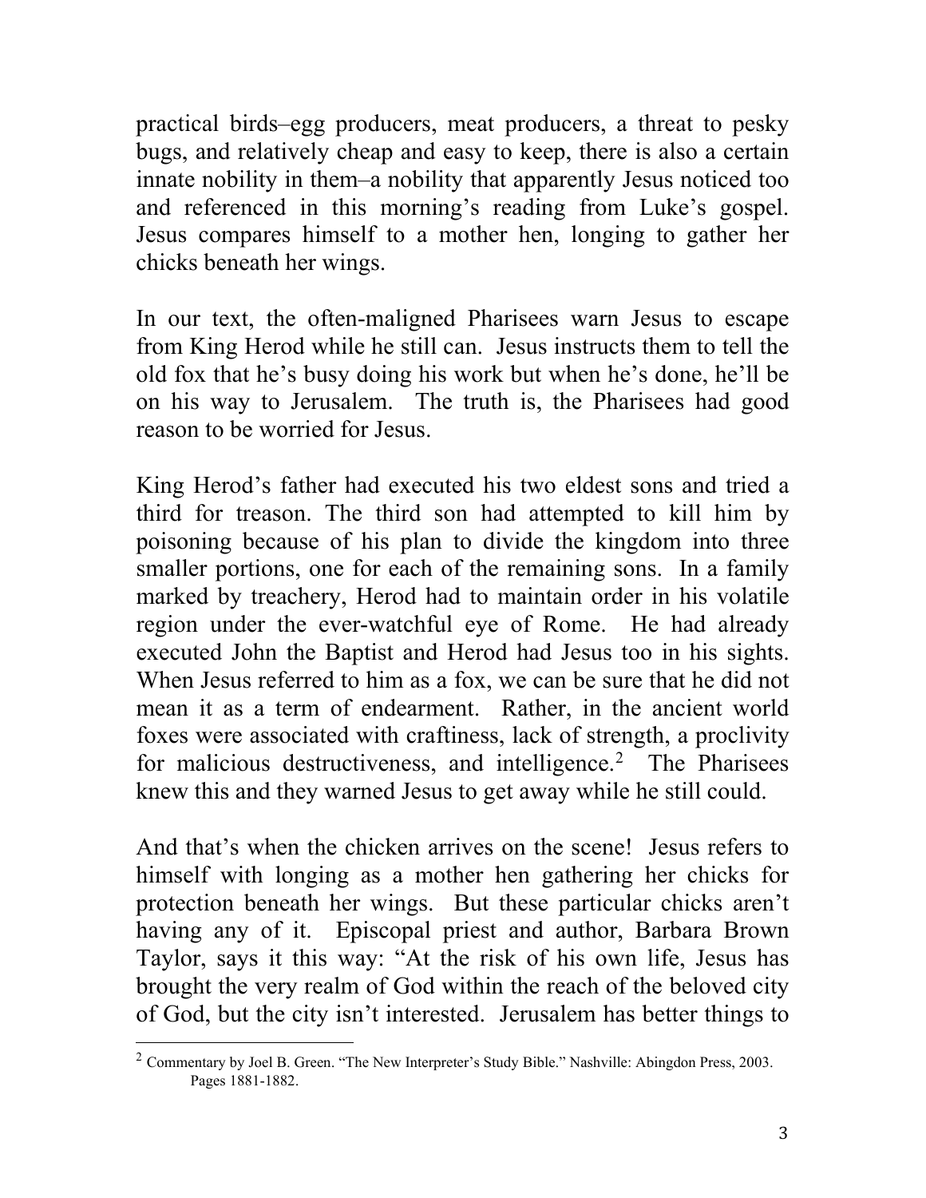practical birds–egg producers, meat producers, a threat to pesky bugs, and relatively cheap and easy to keep, there is also a certain innate nobility in them–a nobility that apparently Jesus noticed too and referenced in this morning's reading from Luke's gospel. Jesus compares himself to a mother hen, longing to gather her chicks beneath her wings.

In our text, the often-maligned Pharisees warn Jesus to escape from King Herod while he still can. Jesus instructs them to tell the old fox that he's busy doing his work but when he's done, he'll be on his way to Jerusalem. The truth is, the Pharisees had good reason to be worried for Jesus.

King Herod's father had executed his two eldest sons and tried a third for treason. The third son had attempted to kill him by poisoning because of his plan to divide the kingdom into three smaller portions, one for each of the remaining sons. In a family marked by treachery, Herod had to maintain order in his volatile region under the ever-watchful eye of Rome. He had already executed John the Baptist and Herod had Jesus too in his sights. When Jesus referred to him as a fox, we can be sure that he did not mean it as a term of endearment. Rather, in the ancient world foxes were associated with craftiness, lack of strength, a proclivity for malicious destructiveness, and intelligence.[2] The Pharisees knew this and they warned Jesus to get away while he still could.

And that's when the chicken arrives on the scene! Jesus refers to himself with longing as a mother hen gathering her chicks for protection beneath her wings. But these particular chicks aren't having any of it. Episcopal priest and author, Barbara Brown Taylor, says it this way: "At the risk of his own life, Jesus has brought the very realm of God within the reach of the beloved city of God, but the city isn't interested. Jerusalem has better things to

---

[2] Commentary by Joel B. Green. "The New Interpreter's Study Bible." Nashville: Abingdon Press, 2003. Pages 1881-1882.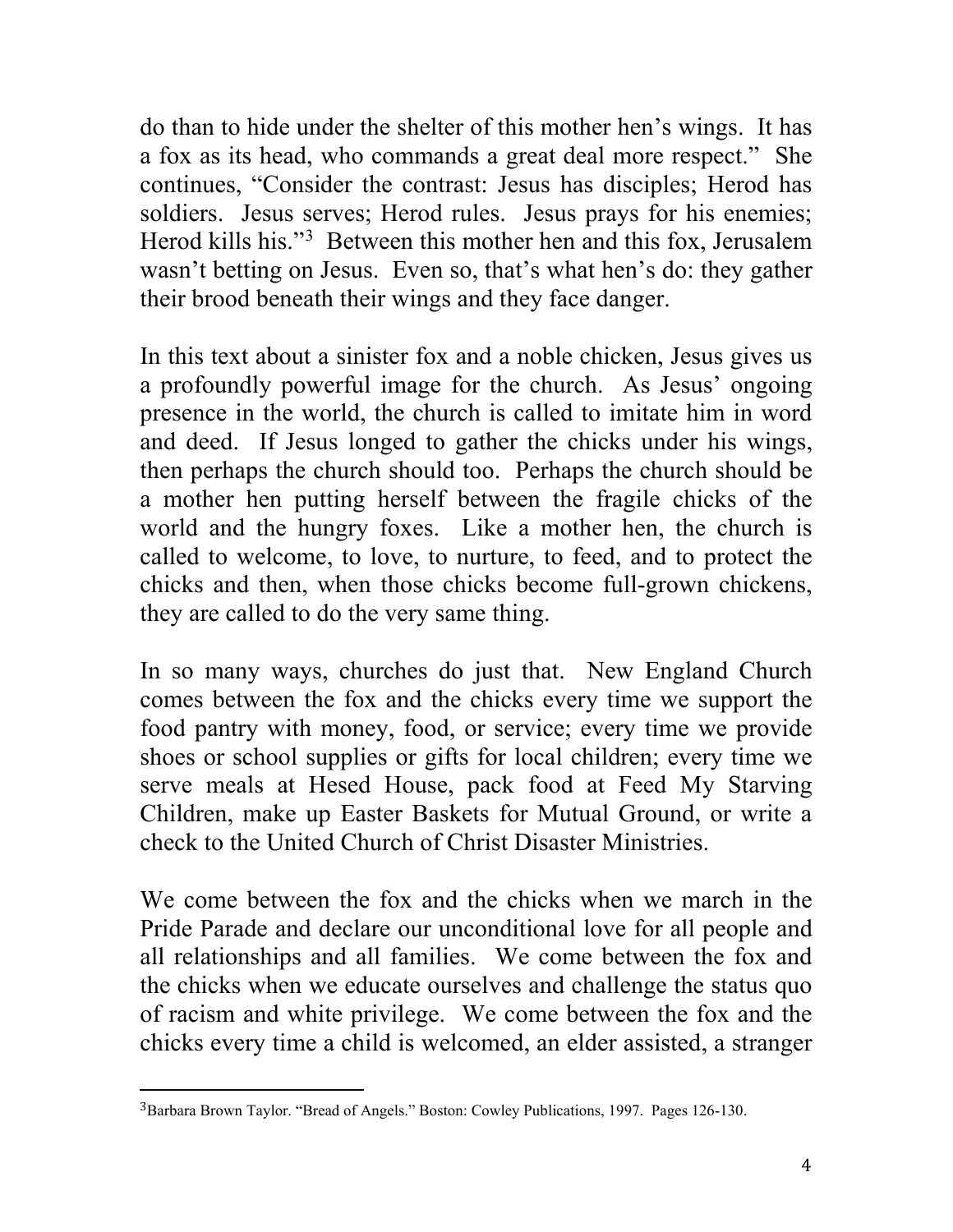do than to hide under the shelter of this mother hen's wings. It has a fox as its head, who commands a great deal more respect." She continues, "Consider the contrast: Jesus has disciples; Herod has soldiers. Jesus serves; Herod rules. Jesus prays for his enemies; Herod kills his."[3] Between this mother hen and this fox, Jerusalem wasn't betting on Jesus. Even so, that's what hen's do: they gather their brood beneath their wings and they face danger.

In this text about a sinister fox and a noble chicken, Jesus gives us a profoundly powerful image for the church. As Jesus' ongoing presence in the world, the church is called to imitate him in word and deed. If Jesus longed to gather the chicks under his wings, then perhaps the church should too. Perhaps the church should be a mother hen putting herself between the fragile chicks of the world and the hungry foxes. Like a mother hen, the church is called to welcome, to love, to nurture, to feed, and to protect the chicks and then, when those chicks become full-grown chickens, they are called to do the very same thing.

In so many ways, churches do just that. New England Church comes between the fox and the chicks every time we support the food pantry with money, food, or service; every time we provide shoes or school supplies or gifts for local children; every time we serve meals at Hesed House, pack food at Feed My Starving Children, make up Easter Baskets for Mutual Ground, or write a check to the United Church of Christ Disaster Ministries.

We come between the fox and the chicks when we march in the Pride Parade and declare our unconditional love for all people and all relationships and all families. We come between the fox and the chicks when we educate ourselves and challenge the status quo of racism and white privilege. We come between the fox and the chicks every time a child is welcomed, an elder assisted, a stranger

---

[3] Barbara Brown Taylor. "Bread of Angels." Boston: Cowley Publications, 1997. Pages 126-130.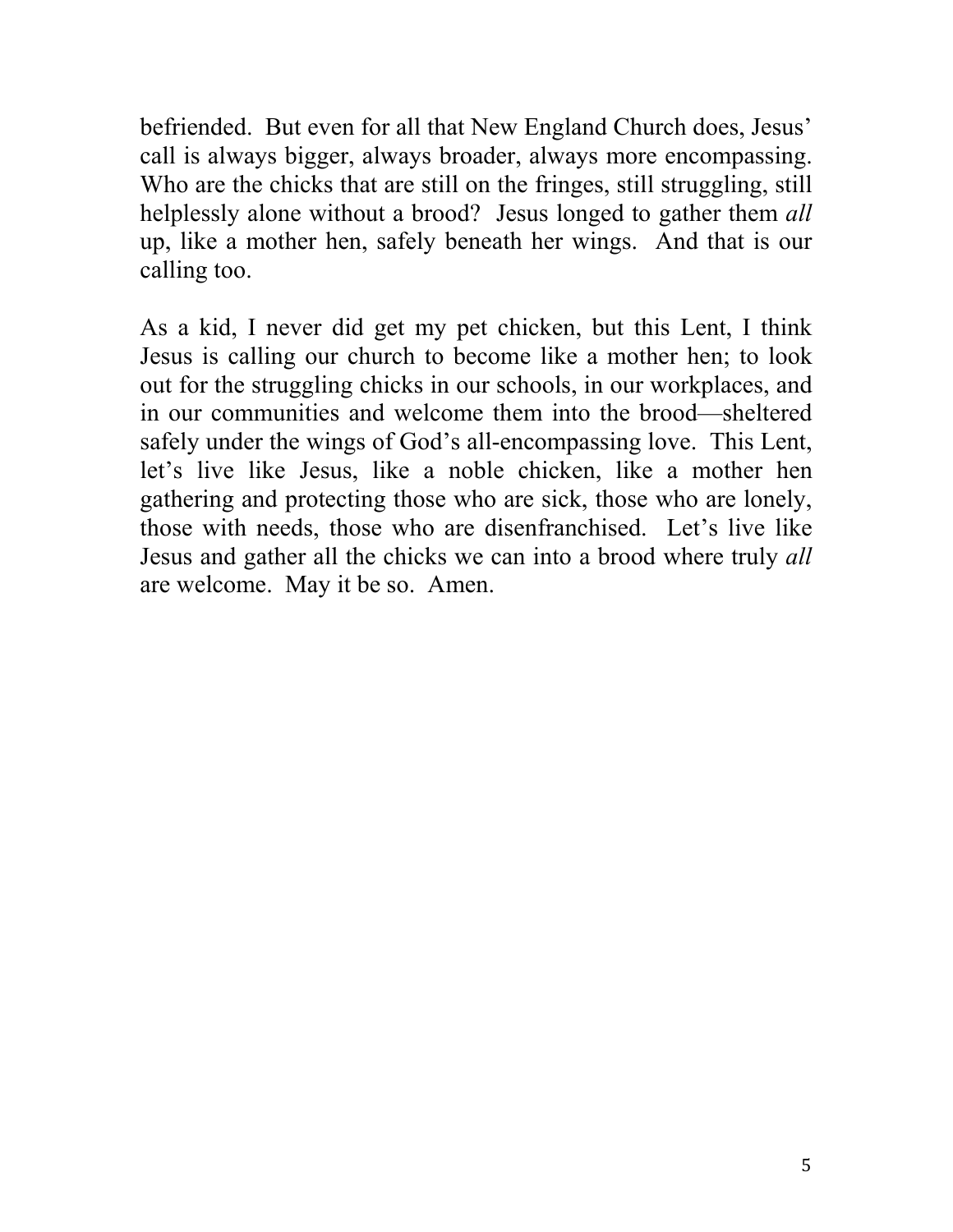befriended. But even for all that New England Church does, Jesus' call is always bigger, always broader, always more encompassing. Who are the chicks that are still on the fringes, still struggling, still helplessly alone without a brood? Jesus longed to gather them *all* up, like a mother hen, safely beneath her wings. And that is our calling too.

As a kid, I never did get my pet chicken, but this Lent, I think Jesus is calling our church to become like a mother hen; to look out for the struggling chicks in our schools, in our workplaces, and in our communities and welcome them into the brood—sheltered safely under the wings of God's all-encompassing love. This Lent, let's live like Jesus, like a noble chicken, like a mother hen gathering and protecting those who are sick, those who are lonely, those with needs, those who are disenfranchised. Let's live like Jesus and gather all the chicks we can into a brood where truly *all* are welcome. May it be so. Amen.